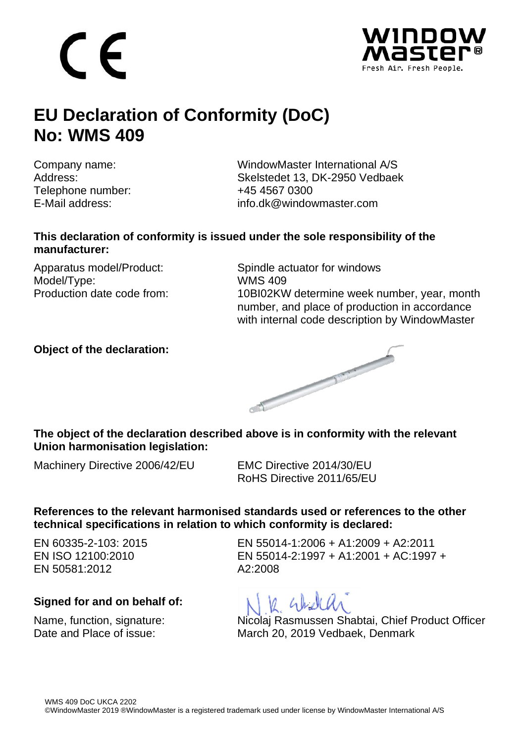CE

WINDOW MASTER®
Fresh Air. Fresh People.

# EU Declaration of Conformity (DoC)
# No: WMS 409

| | |
|---|---|
| Company name: | WindowMaster International A/S |
| Address: | Skelstedet 13, DK-2950 Vedbaek |
| Telephone number: | +45 4567 0300 |
| E-Mail address: | info.dk@windowmaster.com |

**This declaration of conformity is issued under the sole responsibility of the manufacturer:**

| | |
|---|---|
| Apparatus model/Product: | Spindle actuator for windows |
| Model/Type: | WMS 409 |
| Production date code from: | 10BI02KW determine week number, year, month number, and place of production in accordance with internal code description by WindowMaster |

**Object of the declaration:**

**The object of the declaration described above is in conformity with the relevant Union harmonisation legislation:**

Machinery Directive 2006/42/EU

EMC Directive 2014/30/EU
RoHS Directive 2011/65/EU

**References to the relevant harmonised standards used or references to the other technical specifications in relation to which conformity is declared:**

EN 60335-2-103: 2015
EN ISO 12100:2010
EN 50581:2012

EN 55014-1:2006 + A1:2009 + A2:2011
EN 55014-2:1997 + A1:2001 + AC:1997 + A2:2008

**Signed for and on behalf of:**

| | |
|---|---|
| Name, function, signature: | Nicolaj Rasmussen Shabtai, Chief Product Officer |
| Date and Place of issue: | March 20, 2019 Vedbaek, Denmark |

WMS 409 DoC UKCA 2202
©WindowMaster 2019 ®WindowMaster is a registered trademark used under license by WindowMaster International A/S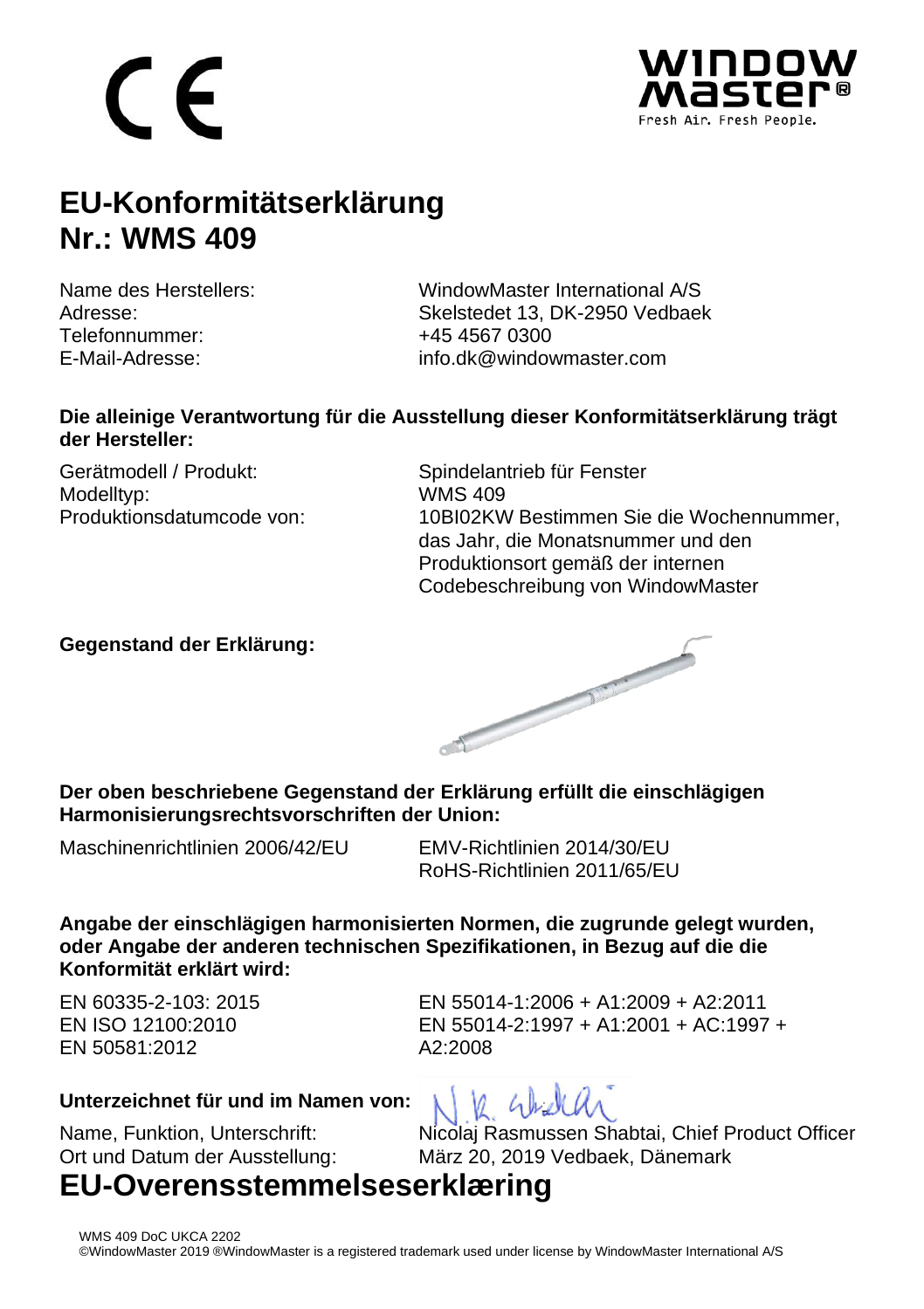# EU-Konformitätserklärung
# Nr.: WMS 409

| | |
|---|---|
| Name des Herstellers: | WindowMaster International A/S |
| Adresse: | Skelstedet 13, DK-2950 Vedbaek |
| Telefonnummer: | +45 4567 0300 |
| E-Mail-Adresse: | info.dk@windowmaster.com |

**Die alleinige Verantwortung für die Ausstellung dieser Konformitätserklärung trägt der Hersteller:**

| | |
|---|---|
| Gerätmodell / Produkt: | Spindelantrieb für Fenster |
| Modelltyp: | WMS 409 |
| Produktionsdatumcode von: | 10BI02KW Bestimmen Sie die Wochennummer, das Jahr, die Monatsnummer und den Produktionsort gemäß der internen Codebeschreibung von WindowMaster |

**Gegenstand der Erklärung:**

**Der oben beschriebene Gegenstand der Erklärung erfüllt die einschlägigen Harmonisierungsrechtsvorschriften der Union:**

| | |
|---|---|
| Maschinenrichtlinien 2006/42/EU | EMV-Richtlinien 2014/30/EU |
| | RoHS-Richtlinien 2011/65/EU |

**Angabe der einschlägigen harmonisierten Normen, die zugrunde gelegt wurden, oder Angabe der anderen technischen Spezifikationen, in Bezug auf die die Konformität erklärt wird:**

| | |
|---|---|
| EN 60335-2-103: 2015 | EN 55014-1:2006 + A1:2009 + A2:2011 |
| EN ISO 12100:2010 | EN 55014-2:1997 + A1:2001 + AC:1997 + A2:2008 |
| EN 50581:2012 | |

**Unterzeichnet für und im Namen von:**

| | |
|---|---|
| Name, Funktion, Unterschrift: | Nicolaj Rasmussen Shabtai, Chief Product Officer |
| Ort und Datum der Ausstellung: | März 20, 2019 Vedbaek, Dänemark |

# EU-Overensstemmelseserklæring

WMS 409 DoC UKCA 2202
©WindowMaster 2019 ®WindowMaster is a registered trademark used under license by WindowMaster International A/S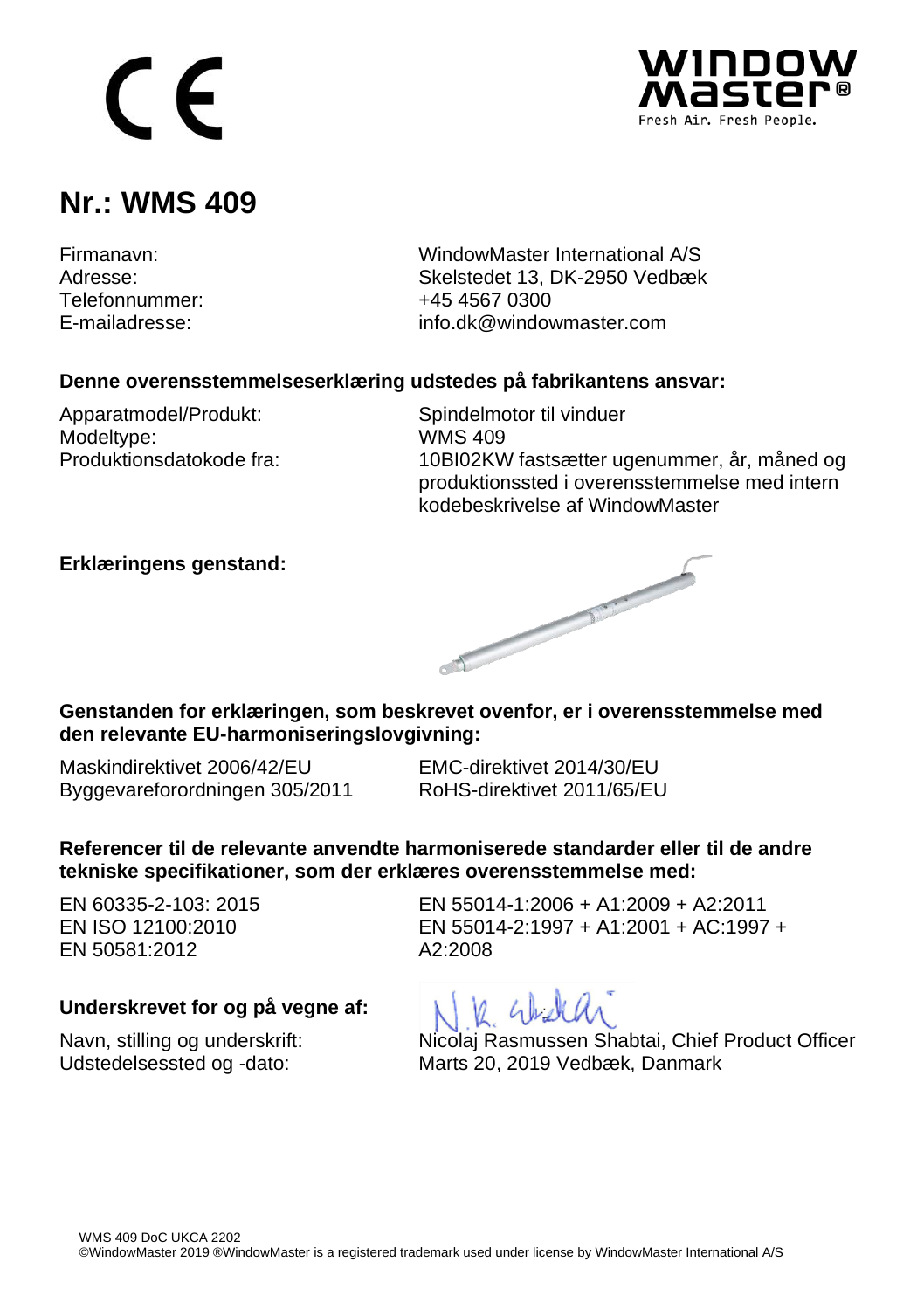CE

WINDOW MASTER®
Fresh Air. Fresh People.

# Nr.: WMS 409

| | |
|---|---|
| Firmanavn: | WindowMaster International A/S |
| Adresse: | Skelstedet 13, DK-2950 Vedbæk |
| Telefonnummer: | +45 4567 0300 |
| E-mailadresse: | info.dk@windowmaster.com |

**Denne overensstemmelseserklæring udstedes på fabrikantens ansvar:**

| | |
|---|---|
| Apparatmodel/Produkt: | Spindelmotor til vinduer |
| Modeltype: | WMS 409 |
| Produktionsdatokode fra: | 10BI02KW fastsætter ugenummer, år, måned og produktionssted i overensstemmelse med intern kodebeskrivelse af WindowMaster |

**Erklæringens genstand:**

**Genstanden for erklæringen, som beskrevet ovenfor, er i overensstemmelse med den relevante EU-harmoniseringslovgivning:**

| | |
|---|---|
| Maskindirektivet 2006/42/EU | EMC-direktivet 2014/30/EU |
| Byggevareforordningen 305/2011 | RoHS-direktivet 2011/65/EU |

**Referencer til de relevante anvendte harmoniserede standarder eller til de andre tekniske specifikationer, som der erklæres overensstemmelse med:**

| | |
|---|---|
| EN 60335-2-103: 2015 | EN 55014-1:2006 + A1:2009 + A2:2011 |
| EN ISO 12100:2010 | EN 55014-2:1997 + A1:2001 + AC:1997 + A2:2008 |
| EN 50581:2012 | |

**Underskrevet for og på vegne af:**

| | |
|---|---|
| Navn, stilling og underskrift: | Nicolaj Rasmussen Shabtai, Chief Product Officer |
| Udstedelsessted og -dato: | Marts 20, 2019 Vedbæk, Danmark |

WMS 409 DoC UKCA 2202
©WindowMaster 2019 ®WindowMaster is a registered trademark used under license by WindowMaster International A/S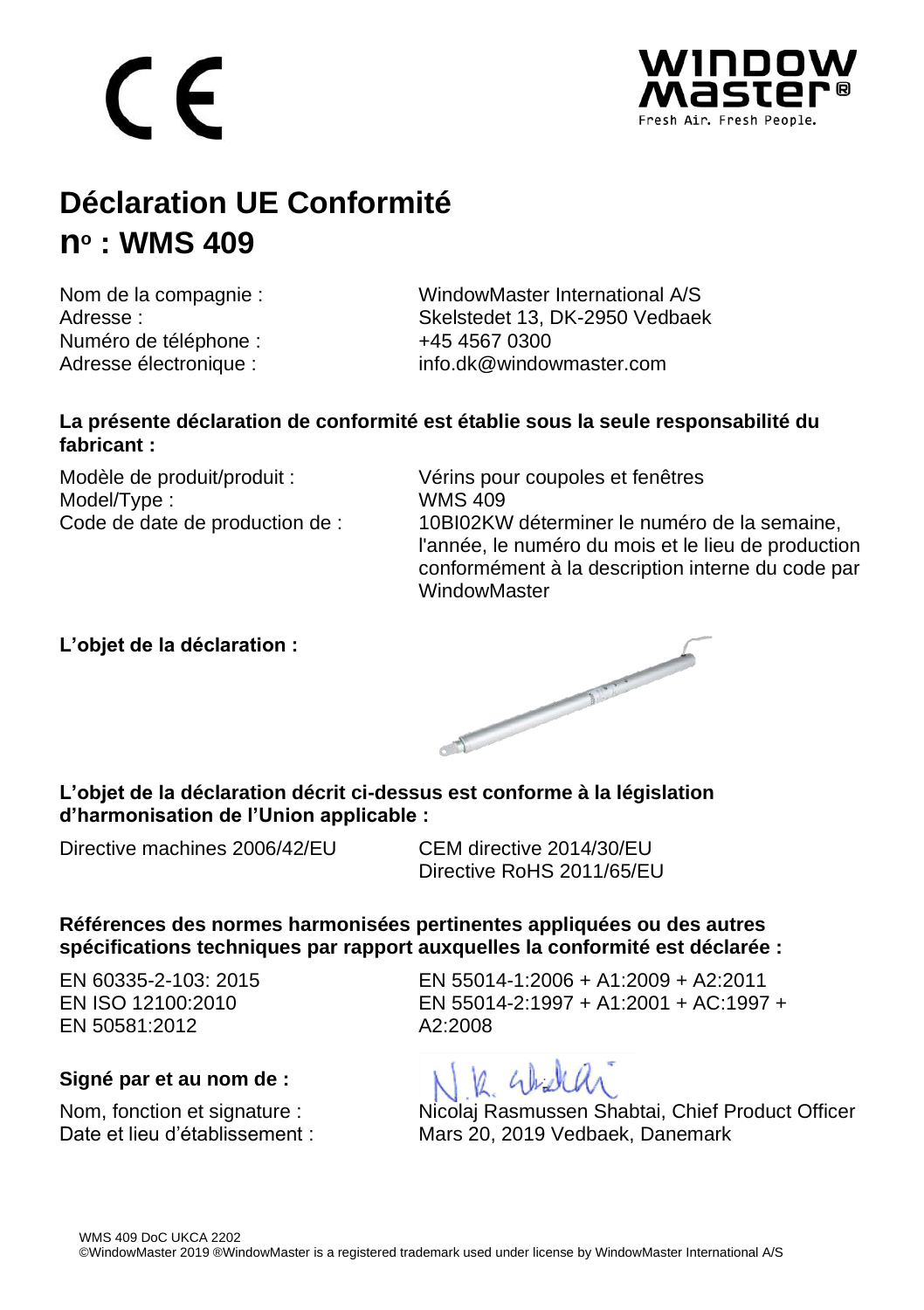CE

WINDOW MASTER®
Fresh Air. Fresh People.

# Déclaration UE Conformité
# n° : WMS 409

Nom de la compagnie : WindowMaster International A/S
Adresse : Skelstedet 13, DK-2950 Vedbaek
Numéro de téléphone : +45 4567 0300
Adresse électronique : info.dk@windowmaster.com

**La présente déclaration de conformité est établie sous la seule responsabilité du fabricant :**

Modèle de produit/produit : Vérins pour coupoles et fenêtres
Model/Type : WMS 409
Code de date de production de : 10BI02KW déterminer le numéro de la semaine, l'année, le numéro du mois et le lieu de production conformément à la description interne du code par WindowMaster

**L'objet de la déclaration :**

**L'objet de la déclaration décrit ci-dessus est conforme à la législation d'harmonisation de l'Union applicable :**

Directive machines 2006/42/EU
CEM directive 2014/30/EU
Directive RoHS 2011/65/EU

**Références des normes harmonisées pertinentes appliquées ou des autres spécifications techniques par rapport auxquelles la conformité est déclarée :**

EN 60335-2-103: 2015
EN ISO 12100:2010
EN 50581:2012
EN 55014-1:2006 + A1:2009 + A2:2011
EN 55014-2:1997 + A1:2001 + AC:1997 + A2:2008

**Signé par et au nom de :**

Nom, fonction et signature : Nicolaj Rasmussen Shabtai, Chief Product Officer
Date et lieu d'établissement : Mars 20, 2019 Vedbaek, Danemark

WMS 409 DoC UKCA 2202
©WindowMaster 2019 ®WindowMaster is a registered trademark used under license by WindowMaster International A/S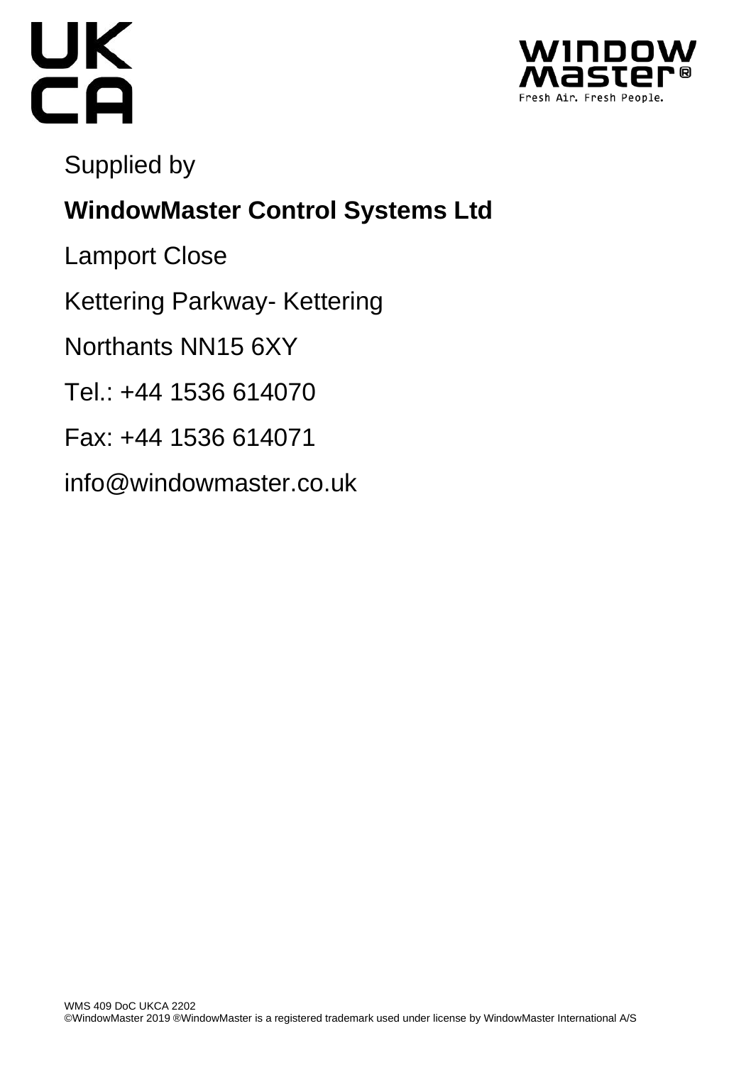UK
CA

WINDOW
Master®
Fresh Air. Fresh People.

Supplied by

**WindowMaster Control Systems Ltd**

Lamport Close

Kettering Parkway- Kettering

Northants NN15 6XY

Tel.: +44 1536 614070

Fax: +44 1536 614071

info@windowmaster.co.uk

WMS 409 DoC UKCA 2202
©WindowMaster 2019 ®WindowMaster is a registered trademark used under license by WindowMaster International A/S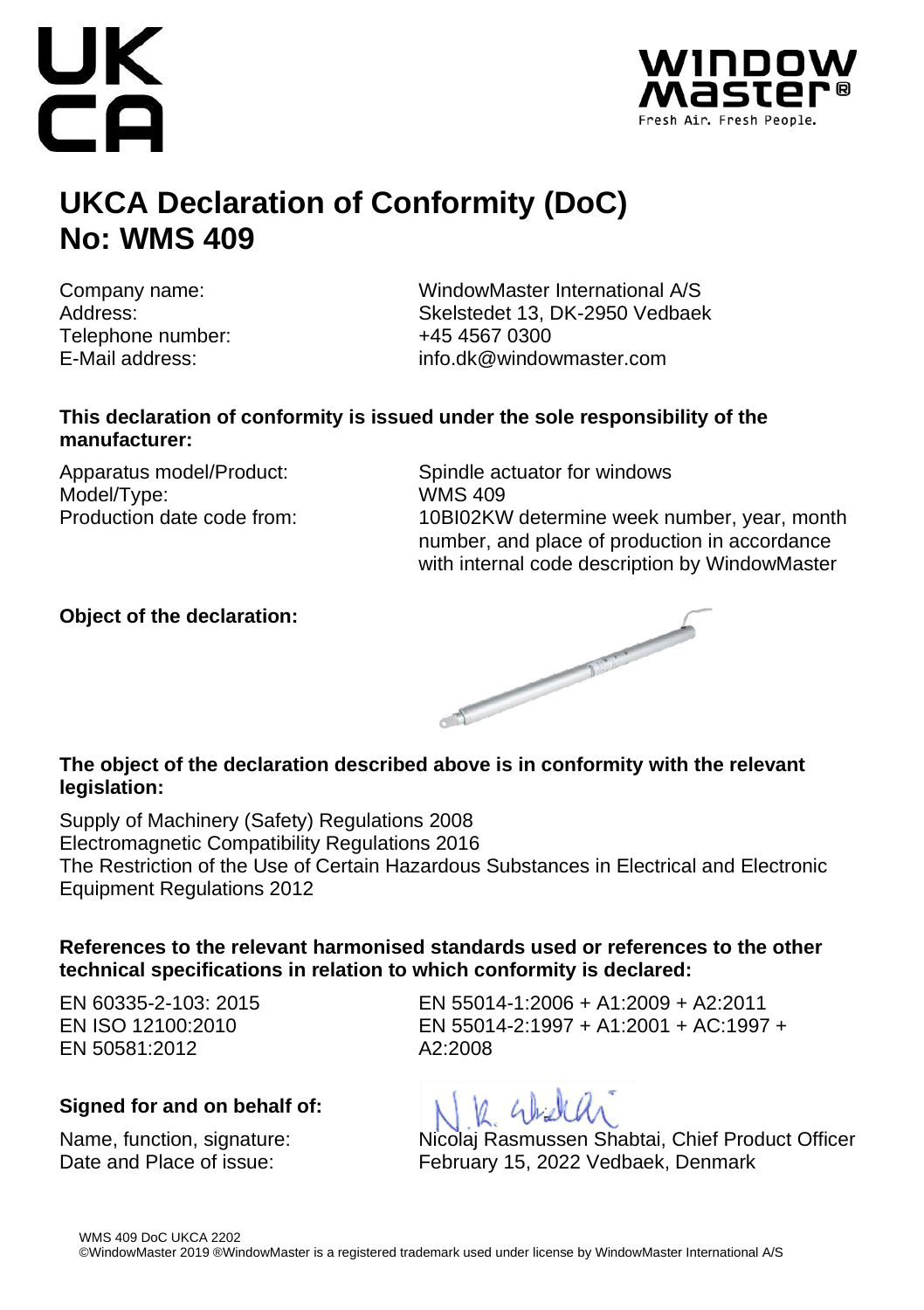UK
CA

WINDOW MASTER®
Fresh Air. Fresh People.

# UKCA Declaration of Conformity (DoC)
# No: WMS 409

| | |
|---|---|
| Company name: | WindowMaster International A/S |
| Address: | Skelstedet 13, DK-2950 Vedbaek |
| Telephone number: | +45 4567 0300 |
| E-Mail address: | info.dk@windowmaster.com |

**This declaration of conformity is issued under the sole responsibility of the manufacturer:**

| | |
|---|---|
| Apparatus model/Product: | Spindle actuator for windows |
| Model/Type: | WMS 409 |
| Production date code from: | 10BI02KW determine week number, year, month number, and place of production in accordance with internal code description by WindowMaster |

**Object of the declaration:**

**The object of the declaration described above is in conformity with the relevant legislation:**

Supply of Machinery (Safety) Regulations 2008
Electromagnetic Compatibility Regulations 2016
The Restriction of the Use of Certain Hazardous Substances in Electrical and Electronic Equipment Regulations 2012

**References to the relevant harmonised standards used or references to the other technical specifications in relation to which conformity is declared:**

| | |
|---|---|
| EN 60335-2-103: 2015 | EN 55014-1:2006 + A1:2009 + A2:2011 |
| EN ISO 12100:2010 | EN 55014-2:1997 + A1:2001 + AC:1997 + A2:2008 |
| EN 50581:2012 | |

**Signed for and on behalf of:**

| | |
|---|---|
| Name, function, signature: | Nicolaj Rasmussen Shabtai, Chief Product Officer |
| Date and Place of issue: | February 15, 2022 Vedbaek, Denmark |

WMS 409 DoC UKCA 2202
©WindowMaster 2019 ®WindowMaster is a registered trademark used under license by WindowMaster International A/S